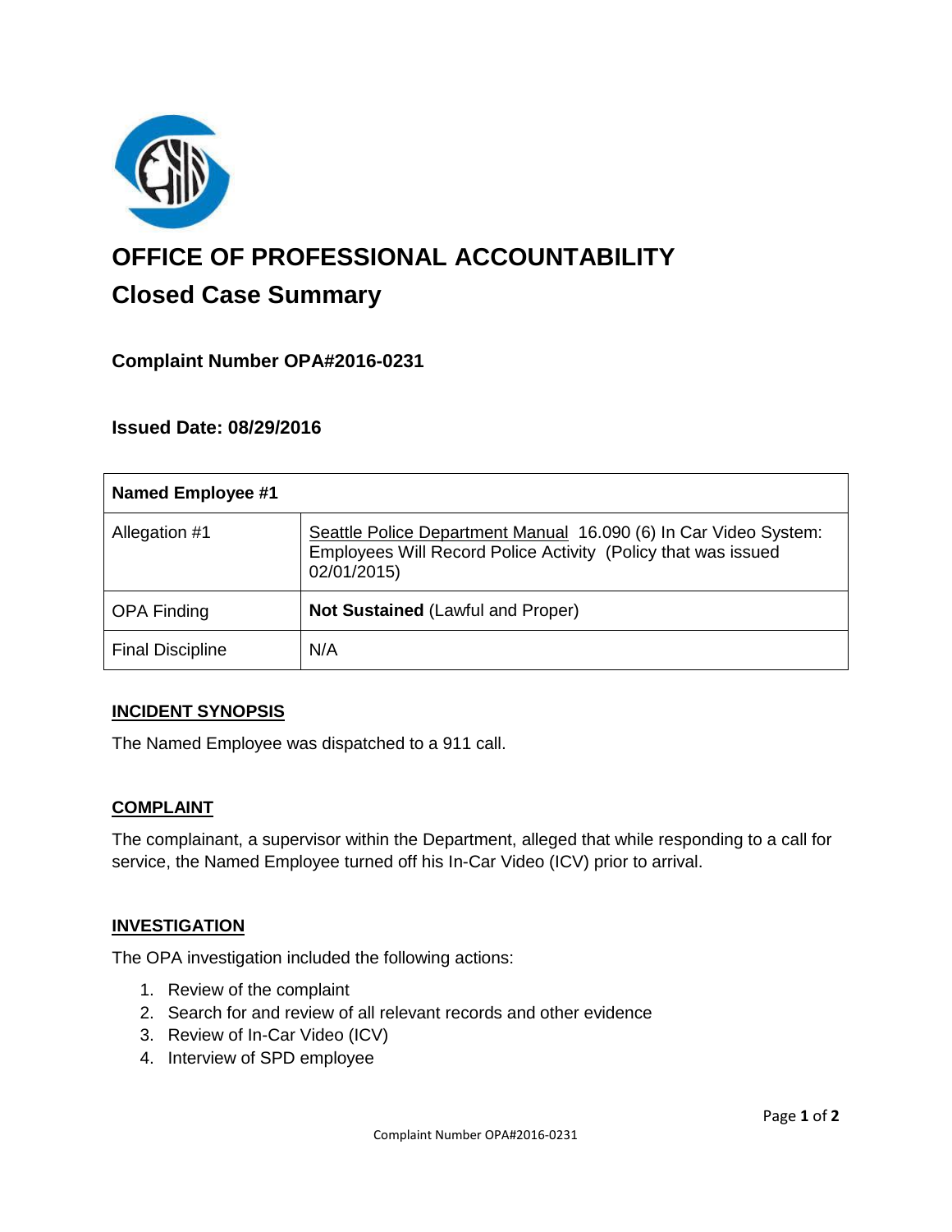# OFFICE OF PROFESSIONAL ACCOUNTABILITY

## Closed Case Summary

### Complaint Number OPA#2016-0231

### Issued Date: 08/29/2016

| Named Employee #1 | |
|---|---|
| Allegation #1 | Seattle Police Department Manual 16.090 (6) In Car Video System: Employees Will Record Police Activity (Policy that was issued 02/01/2015) |
| OPA Finding | **Not Sustained** (Lawful and Proper) |
| Final Discipline | N/A |

**INCIDENT SYNOPSIS**

The Named Employee was dispatched to a 911 call.

**COMPLAINT**

The complainant, a supervisor within the Department, alleged that while responding to a call for service, the Named Employee turned off his In-Car Video (ICV) prior to arrival.

**INVESTIGATION**

The OPA investigation included the following actions:

1. Review of the complaint
2. Search for and review of all relevant records and other evidence
3. Review of In-Car Video (ICV)
4. Interview of SPD employee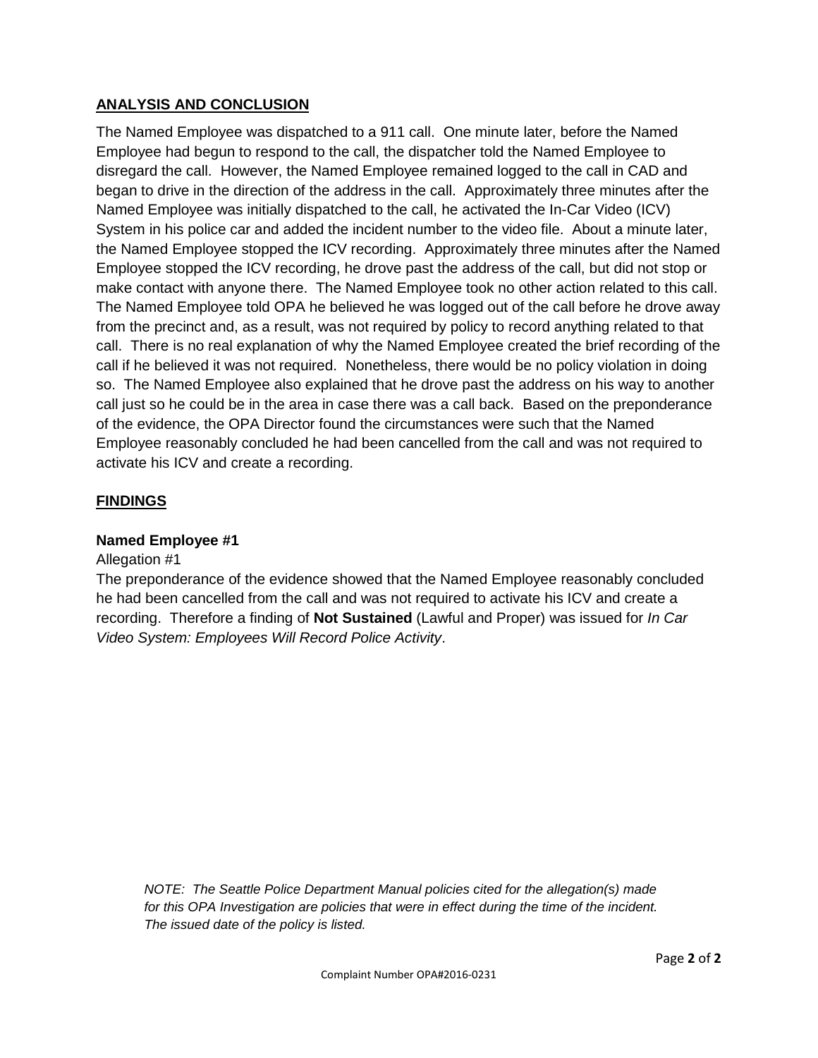## ANALYSIS AND CONCLUSION

The Named Employee was dispatched to a 911 call. One minute later, before the Named Employee had begun to respond to the call, the dispatcher told the Named Employee to disregard the call. However, the Named Employee remained logged to the call in CAD and began to drive in the direction of the address in the call. Approximately three minutes after the Named Employee was initially dispatched to the call, he activated the In-Car Video (ICV) System in his police car and added the incident number to the video file. About a minute later, the Named Employee stopped the ICV recording. Approximately three minutes after the Named Employee stopped the ICV recording, he drove past the address of the call, but did not stop or make contact with anyone there. The Named Employee took no other action related to this call. The Named Employee told OPA he believed he was logged out of the call before he drove away from the precinct and, as a result, was not required by policy to record anything related to that call. There is no real explanation of why the Named Employee created the brief recording of the call if he believed it was not required. Nonetheless, there would be no policy violation in doing so. The Named Employee also explained that he drove past the address on his way to another call just so he could be in the area in case there was a call back. Based on the preponderance of the evidence, the OPA Director found the circumstances were such that the Named Employee reasonably concluded he had been cancelled from the call and was not required to activate his ICV and create a recording.

## FINDINGS

**Named Employee #1**

Allegation #1

The preponderance of the evidence showed that the Named Employee reasonably concluded he had been cancelled from the call and was not required to activate his ICV and create a recording. Therefore a finding of **Not Sustained** (Lawful and Proper) was issued for *In Car Video System: Employees Will Record Police Activity*.

*NOTE: The Seattle Police Department Manual policies cited for the allegation(s) made for this OPA Investigation are policies that were in effect during the time of the incident. The issued date of the policy is listed.*

Complaint Number OPA#2016-0231